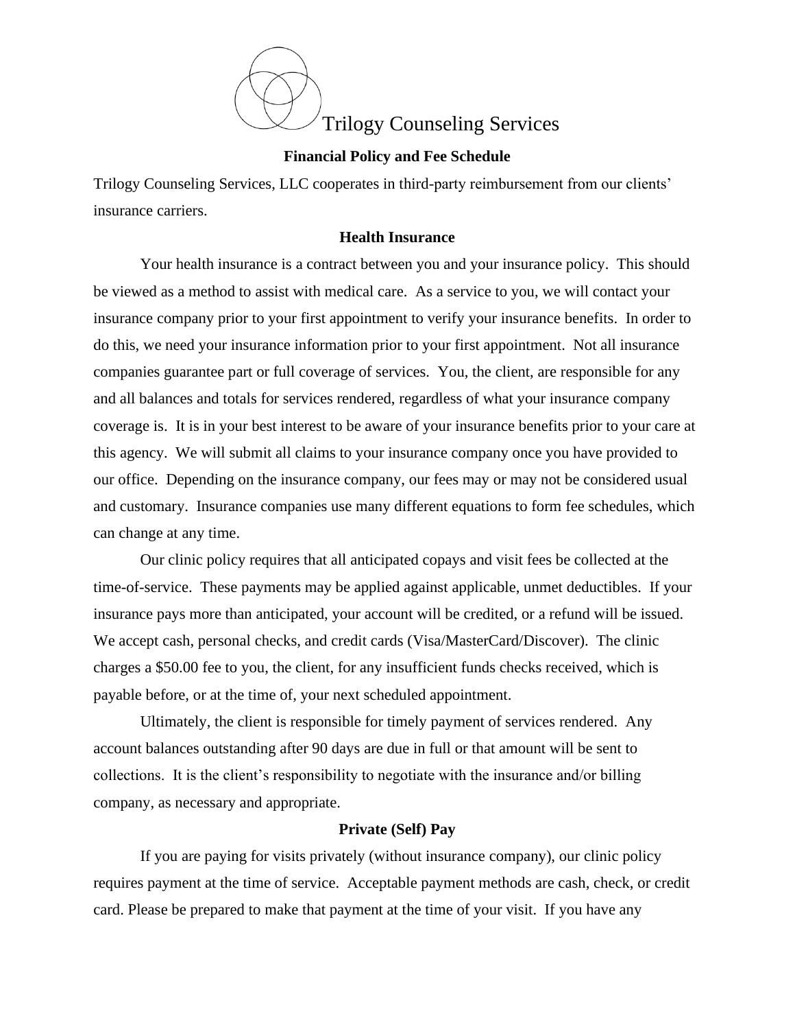# Trilogy Counseling Services

## Financial Policy and Fee Schedule

Trilogy Counseling Services, LLC cooperates in third-party reimbursement from our clients' insurance carriers.

### Health Insurance

Your health insurance is a contract between you and your insurance policy. This should be viewed as a method to assist with medical care. As a service to you, we will contact your insurance company prior to your first appointment to verify your insurance benefits. In order to do this, we need your insurance information prior to your first appointment. Not all insurance companies guarantee part or full coverage of services. You, the client, are responsible for any and all balances and totals for services rendered, regardless of what your insurance company coverage is. It is in your best interest to be aware of your insurance benefits prior to your care at this agency. We will submit all claims to your insurance company once you have provided to our office. Depending on the insurance company, our fees may or may not be considered usual and customary. Insurance companies use many different equations to form fee schedules, which can change at any time.

Our clinic policy requires that all anticipated copays and visit fees be collected at the time-of-service. These payments may be applied against applicable, unmet deductibles. If your insurance pays more than anticipated, your account will be credited, or a refund will be issued. We accept cash, personal checks, and credit cards (Visa/MasterCard/Discover). The clinic charges a $50.00 fee to you, the client, for any insufficient funds checks received, which is payable before, or at the time of, your next scheduled appointment.

Ultimately, the client is responsible for timely payment of services rendered. Any account balances outstanding after 90 days are due in full or that amount will be sent to collections. It is the client's responsibility to negotiate with the insurance and/or billing company, as necessary and appropriate.

### Private (Self) Pay

If you are paying for visits privately (without insurance company), our clinic policy requires payment at the time of service. Acceptable payment methods are cash, check, or credit card. Please be prepared to make that payment at the time of your visit. If you have any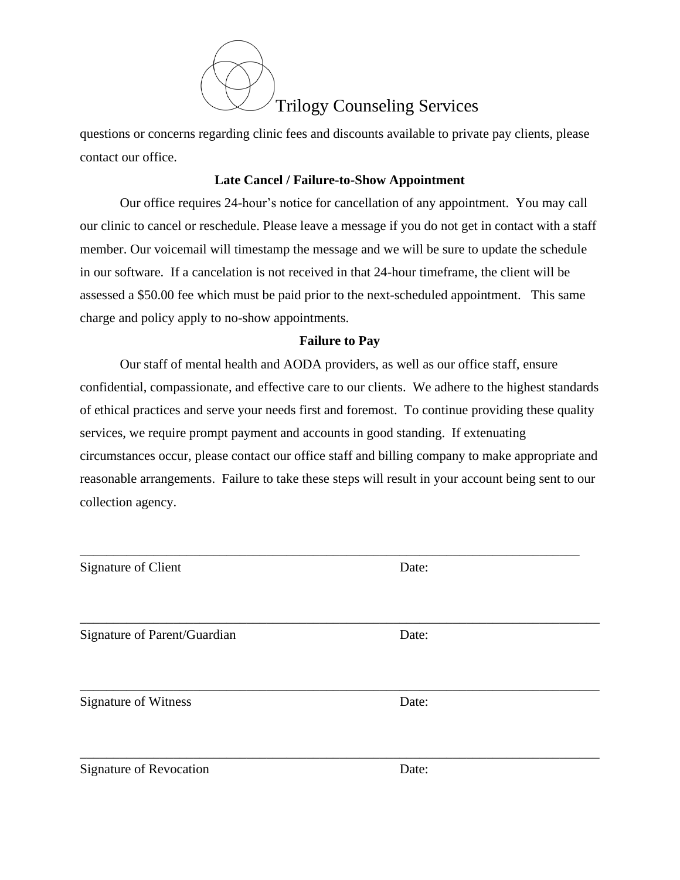questions or concerns regarding clinic fees and discounts available to private pay clients, please contact our office.

**Late Cancel / Failure-to-Show Appointment**

Our office requires 24-hour's notice for cancellation of any appointment. You may call our clinic to cancel or reschedule. Please leave a message if you do not get in contact with a staff member. Our voicemail will timestamp the message and we will be sure to update the schedule in our software. If a cancelation is not received in that 24-hour timeframe, the client will be assessed a $50.00 fee which must be paid prior to the next-scheduled appointment. This same charge and policy apply to no-show appointments.

**Failure to Pay**

Our staff of mental health and AODA providers, as well as our office staff, ensure confidential, compassionate, and effective care to our clients. We adhere to the highest standards of ethical practices and serve your needs first and foremost. To continue providing these quality services, we require prompt payment and accounts in good standing. If extenuating circumstances occur, please contact our office staff and billing company to make appropriate and reasonable arrangements. Failure to take these steps will result in your account being sent to our collection agency.

\_\_\_\_\_\_\_\_\_\_\_\_\_\_\_\_\_\_\_\_\_\_\_\_\_\_\_\_\_\_\_\_\_\_\_\_\_\_\_\_\_\_\_\_\_\_\_\_\_\_\_\_\_\_\_\_\_\_\_\_\_\_\_\_\_\_\_\_\_\_\_\_

Signature of Client Date:

\_\_\_\_\_\_\_\_\_\_\_\_\_\_\_\_\_\_\_\_\_\_\_\_\_\_\_\_\_\_\_\_\_\_\_\_\_\_\_\_\_\_\_\_\_\_\_\_\_\_\_\_\_\_\_\_\_\_\_\_\_\_\_\_\_\_\_\_\_\_\_\_

Signature of Parent/Guardian Date:

\_\_\_\_\_\_\_\_\_\_\_\_\_\_\_\_\_\_\_\_\_\_\_\_\_\_\_\_\_\_\_\_\_\_\_\_\_\_\_\_\_\_\_\_\_\_\_\_\_\_\_\_\_\_\_\_\_\_\_\_\_\_\_\_\_\_\_\_\_\_\_\_

Signature of Witness Date:

\_\_\_\_\_\_\_\_\_\_\_\_\_\_\_\_\_\_\_\_\_\_\_\_\_\_\_\_\_\_\_\_\_\_\_\_\_\_\_\_\_\_\_\_\_\_\_\_\_\_\_\_\_\_\_\_\_\_\_\_\_\_\_\_\_\_\_\_\_\_\_\_

Signature of Revocation Date: